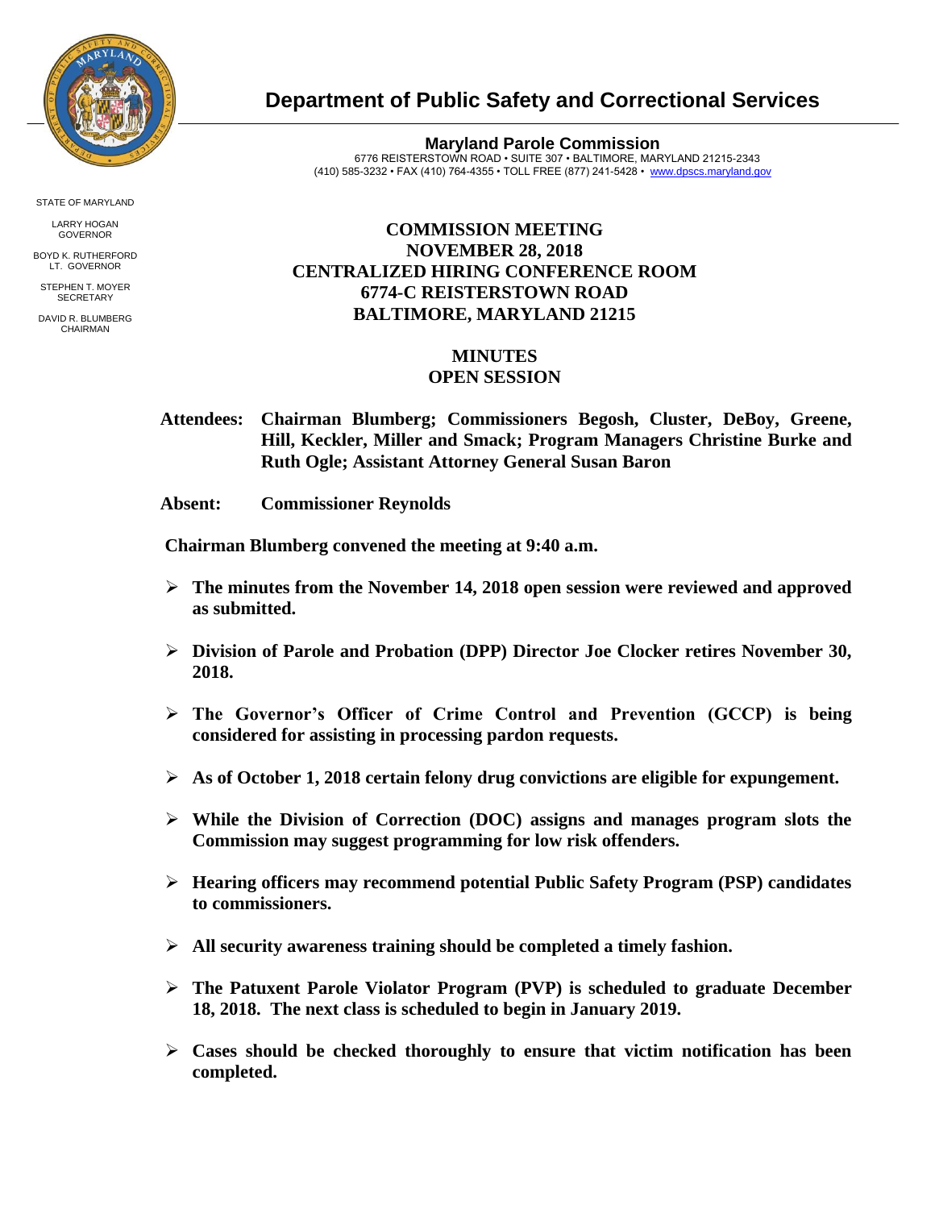# Department of Public Safety and Correctional Services

**Maryland Parole Commission**
6776 REISTERSTOWN ROAD • SUITE 307 • BALTIMORE, MARYLAND 21215-2343
(410) 585-3232 • FAX (410) 764-4355 • TOLL FREE (877) 241-5428 • www.dpscs.maryland.gov

STATE OF MARYLAND

LARRY HOGAN
GOVERNOR

BOYD K. RUTHERFORD
LT. GOVERNOR

STEPHEN T. MOYER
SECRETARY

DAVID R. BLUMBERG
CHAIRMAN

## COMMISSION MEETING
## NOVEMBER 28, 2018
## CENTRALIZED HIRING CONFERENCE ROOM
## 6774-C REISTERSTOWN ROAD
## BALTIMORE, MARYLAND 21215

## MINUTES
## OPEN SESSION

**Attendees:** **Chairman Blumberg; Commissioners Begosh, Cluster, DeBoy, Greene, Hill, Keckler, Miller and Smack; Program Managers Christine Burke and Ruth Ogle; Assistant Attorney General Susan Baron**

**Absent:** **Commissioner Reynolds**

**Chairman Blumberg convened the meeting at 9:40 a.m.**

- **The minutes from the November 14, 2018 open session were reviewed and approved as submitted.**
- **Division of Parole and Probation (DPP) Director Joe Clocker retires November 30, 2018.**
- **The Governor's Officer of Crime Control and Prevention (GCCP) is being considered for assisting in processing pardon requests.**
- **As of October 1, 2018 certain felony drug convictions are eligible for expungement.**
- **While the Division of Correction (DOC) assigns and manages program slots the Commission may suggest programming for low risk offenders.**
- **Hearing officers may recommend potential Public Safety Program (PSP) candidates to commissioners.**
- **All security awareness training should be completed a timely fashion.**
- **The Patuxent Parole Violator Program (PVP) is scheduled to graduate December 18, 2018. The next class is scheduled to begin in January 2019.**
- **Cases should be checked thoroughly to ensure that victim notification has been completed.**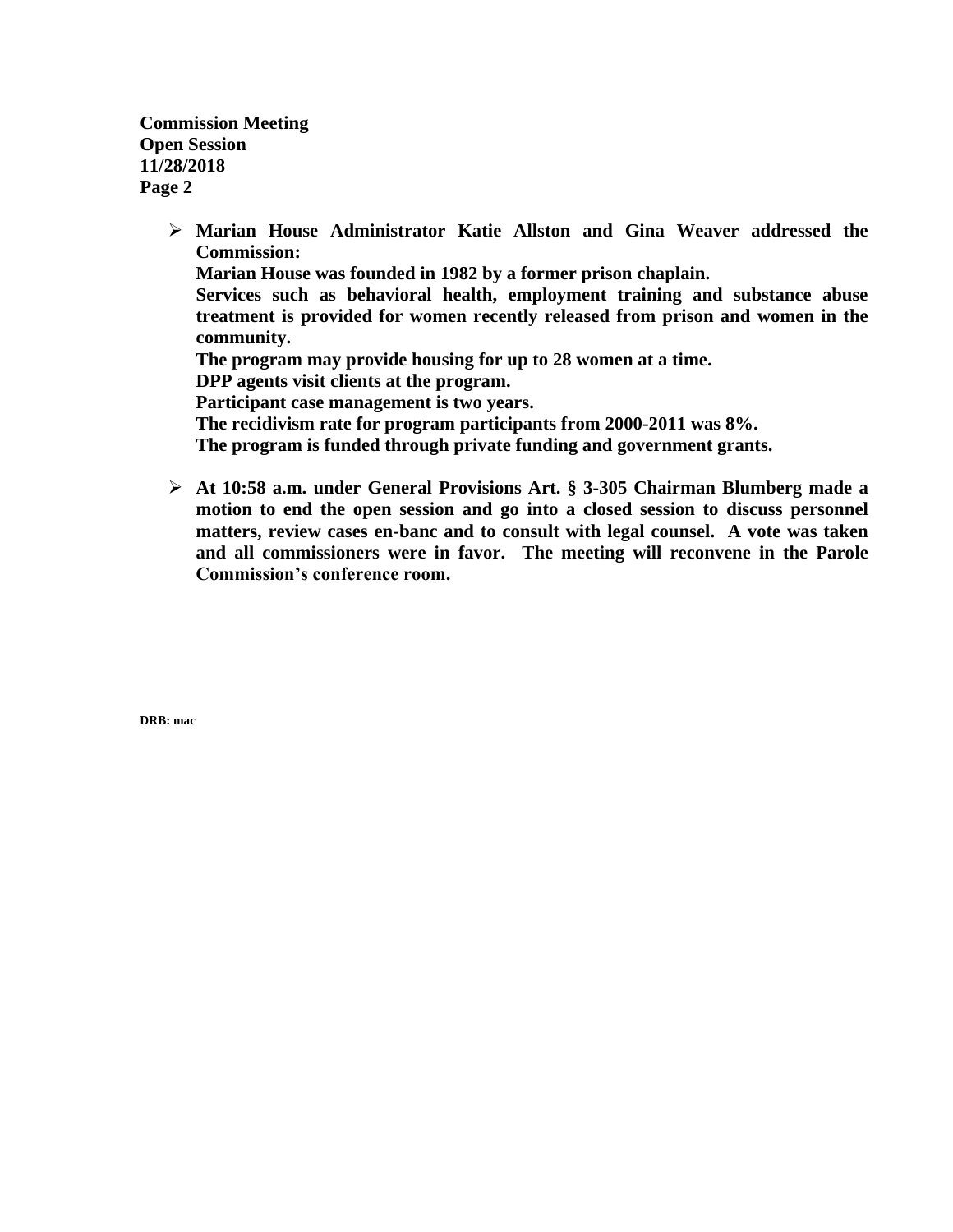- **Marian House Administrator Katie Allston and Gina Weaver addressed the Commission:**
  **Marian House was founded in 1982 by a former prison chaplain.**
  **Services such as behavioral health, employment training and substance abuse treatment is provided for women recently released from prison and women in the community.**
  **The program may provide housing for up to 28 women at a time.**
  **DPP agents visit clients at the program.**
  **Participant case management is two years.**
  **The recidivism rate for program participants from 2000-2011 was 8%.**
  **The program is funded through private funding and government grants.**

- **At 10:58 a.m. under General Provisions Art. § 3-305 Chairman Blumberg made a motion to end the open session and go into a closed session to discuss personnel matters, review cases en-banc and to consult with legal counsel. A vote was taken and all commissioners were in favor. The meeting will reconvene in the Parole Commission's conference room.**

**DRB: mac**